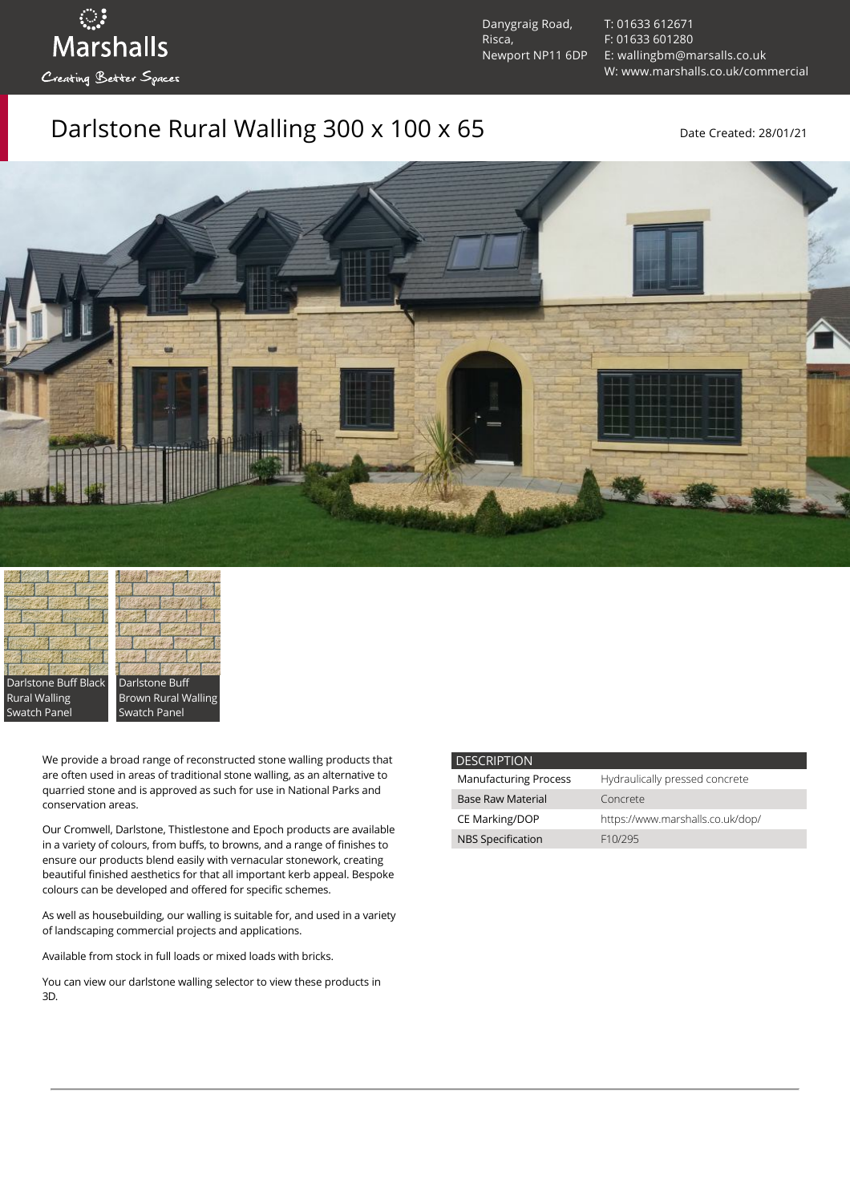Marshalls
Creating Better Spaces

Danygraig Road,
Risca,
Newport NP11 6DP

T: 01633 612671
F: 01633 601280
E: wallingbm@marsalls.co.uk
W: www.marshalls.co.uk/commercial

# Darlstone Rural Walling 300 x 100 x 65

Date Created: 28/01/21

Darlstone Buff Black Rural Walling Swatch Panel

Darlstone Buff Brown Rural Walling Swatch Panel

We provide a broad range of reconstructed stone walling products that are often used in areas of traditional stone walling, as an alternative to quarried stone and is approved as such for use in National Parks and conservation areas.

Our Cromwell, Darlstone, Thistlestone and Epoch products are available in a variety of colours, from buffs, to browns, and a range of finishes to ensure our products blend easily with vernacular stonework, creating beautiful finished aesthetics for that all important kerb appeal. Bespoke colours can be developed and offered for specific schemes.

As well as housebuilding, our walling is suitable for, and used in a variety of landscaping commercial projects and applications.

Available from stock in full loads or mixed loads with bricks.

You can view our darlstone walling selector to view these products in 3D.

| DESCRIPTION | |
| --- | --- |
| Manufacturing Process | Hydraulically pressed concrete |
| Base Raw Material | Concrete |
| CE Marking/DOP | https://www.marshalls.co.uk/dop/ |
| NBS Specification | F10/295 |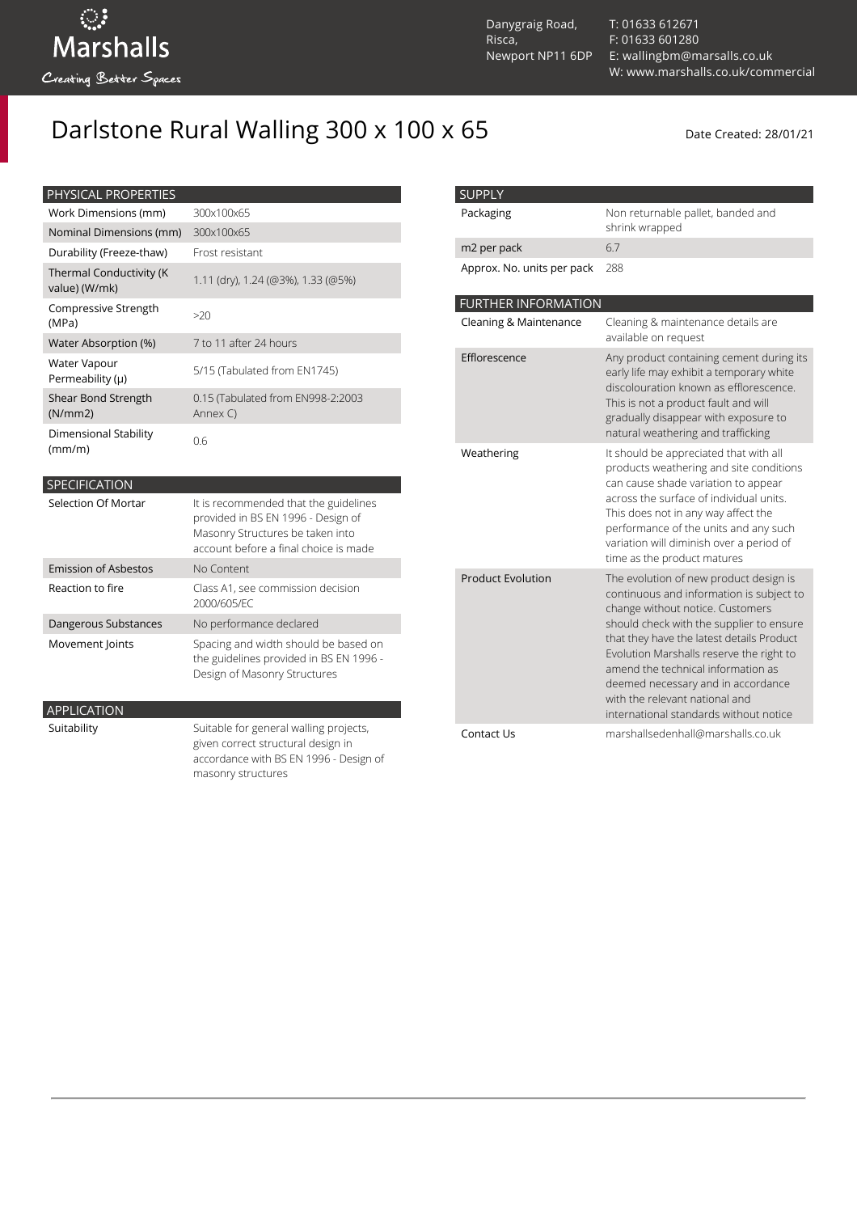Marshalls

Creating Better Spaces

Danygraig Road,
Risca,
Newport NP11 6DP

T: 01633 612671
F: 01633 601280
E: wallingbm@marsalls.co.uk
W: www.marshalls.co.uk/commercial

# Darlstone Rural Walling 300 x 100 x 65

Date Created: 28/01/21

| PHYSICAL PROPERTIES | |
|---|---|
| Work Dimensions (mm) | 300x100x65 |
| Nominal Dimensions (mm) | 300x100x65 |
| Durability (Freeze-thaw) | Frost resistant |
| Thermal Conductivity (K value) (W/mk) | 1.11 (dry), 1.24 (@3%), 1.33 (@5%) |
| Compressive Strength (MPa) | >20 |
| Water Absorption (%) | 7 to 11 after 24 hours |
| Water Vapour Permeability (μ) | 5/15 (Tabulated from EN1745) |
| Shear Bond Strength (N/mm2) | 0.15 (Tabulated from EN998-2:2003 Annex C) |
| Dimensional Stability (mm/m) | 0.6 |

| SPECIFICATION | |
|---|---|
| Selection Of Mortar | It is recommended that the guidelines provided in BS EN 1996 - Design of Masonry Structures be taken into account before a final choice is made |
| Emission of Asbestos | No Content |
| Reaction to fire | Class A1, see commission decision 2000/605/EC |
| Dangerous Substances | No performance declared |
| Movement Joints | Spacing and width should be based on the guidelines provided in BS EN 1996 - Design of Masonry Structures |

| APPLICATION | |
|---|---|
| Suitability | Suitable for general walling projects, given correct structural design in accordance with BS EN 1996 - Design of masonry structures |

| SUPPLY | |
|---|---|
| Packaging | Non returnable pallet, banded and shrink wrapped |
| m2 per pack | 6.7 |
| Approx. No. units per pack | 288 |

| FURTHER INFORMATION | |
|---|---|
| Cleaning & Maintenance | Cleaning & maintenance details are available on request |
| Efflorescence | Any product containing cement during its early life may exhibit a temporary white discolouration known as efflorescence. This is not a product fault and will gradually disappear with exposure to natural weathering and trafficking |
| Weathering | It should be appreciated that with all products weathering and site conditions can cause shade variation to appear across the surface of individual units. This does not in any way affect the performance of the units and any such variation will diminish over a period of time as the product matures |
| Product Evolution | The evolution of new product design is continuous and information is subject to change without notice. Customers should check with the supplier to ensure that they have the latest details Product Evolution Marshalls reserve the right to amend the technical information as deemed necessary and in accordance with the relevant national and international standards without notice |
| Contact Us | marshallsedenhall@marshalls.co.uk |